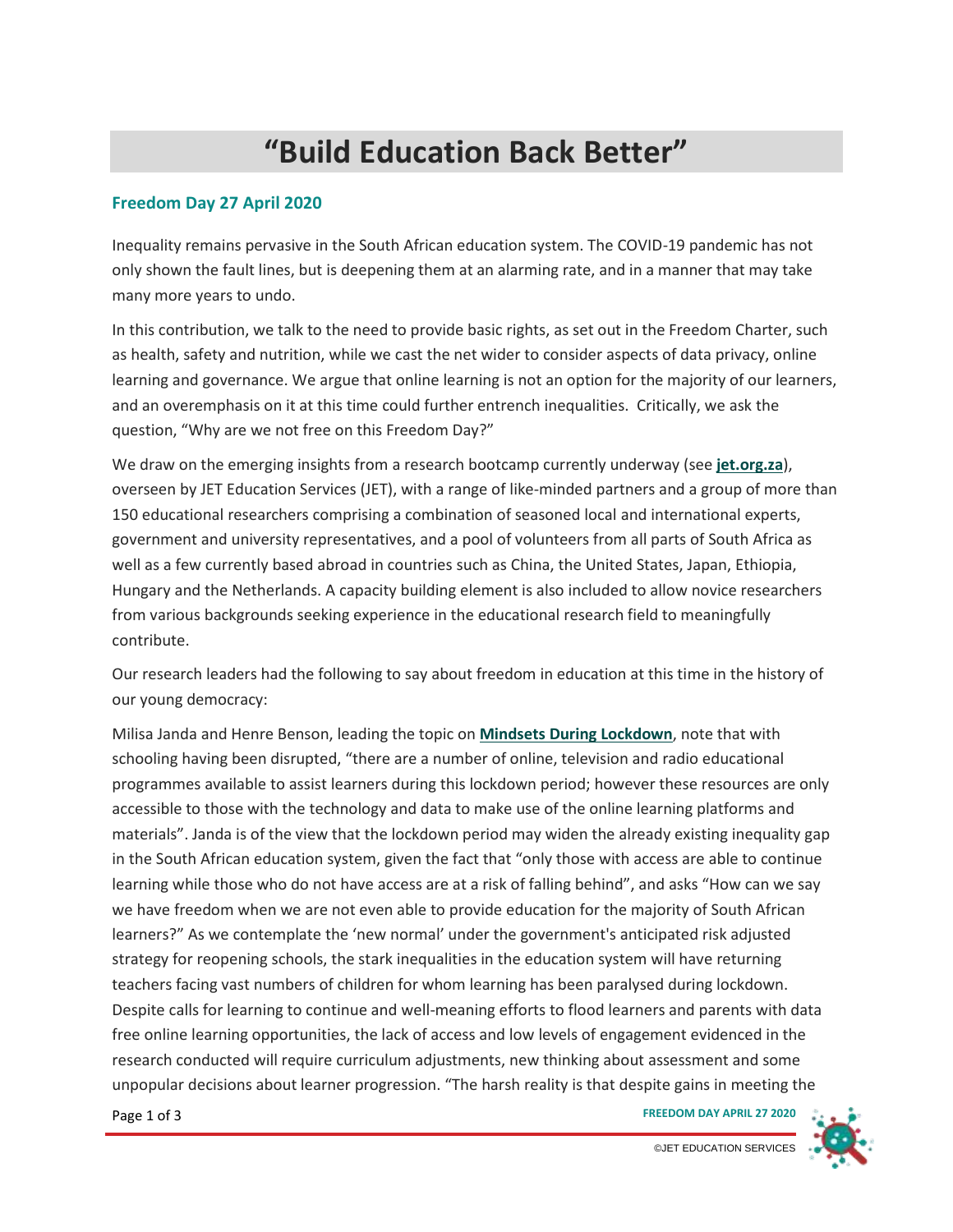# “Build Education Back Better”

## Freedom Day 27 April 2020

Inequality remains pervasive in the South African education system. The COVID-19 pandemic has not only shown the fault lines, but is deepening them at an alarming rate, and in a manner that may take many more years to undo.

In this contribution, we talk to the need to provide basic rights, as set out in the Freedom Charter, such as health, safety and nutrition, while we cast the net wider to consider aspects of data privacy, online learning and governance. We argue that online learning is not an option for the majority of our learners, and an overemphasis on it at this time could further entrench inequalities. Critically, we ask the question, “Why are we not free on this Freedom Day?”

We draw on the emerging insights from a research bootcamp currently underway (see **jet.org.za**), overseen by JET Education Services (JET), with a range of like-minded partners and a group of more than 150 educational researchers comprising a combination of seasoned local and international experts, government and university representatives, and a pool of volunteers from all parts of South Africa as well as a few currently based abroad in countries such as China, the United States, Japan, Ethiopia, Hungary and the Netherlands. A capacity building element is also included to allow novice researchers from various backgrounds seeking experience in the educational research field to meaningfully contribute.

Our research leaders had the following to say about freedom in education at this time in the history of our young democracy:

Milisa Janda and Henre Benson, leading the topic on **Mindsets During Lockdown**, note that with schooling having been disrupted, “there are a number of online, television and radio educational programmes available to assist learners during this lockdown period; however these resources are only accessible to those with the technology and data to make use of the online learning platforms and materials”. Janda is of the view that the lockdown period may widen the already existing inequality gap in the South African education system, given the fact that “only those with access are able to continue learning while those who do not have access are at a risk of falling behind”, and asks “How can we say we have freedom when we are not even able to provide education for the majority of South African learners?” As we contemplate the ‘new normal’ under the government's anticipated risk adjusted strategy for reopening schools, the stark inequalities in the education system will have returning teachers facing vast numbers of children for whom learning has been paralysed during lockdown. Despite calls for learning to continue and well-meaning efforts to flood learners and parents with data free online learning opportunities, the lack of access and low levels of engagement evidenced in the research conducted will require curriculum adjustments, new thinking about assessment and some unpopular decisions about learner progression. “The harsh reality is that despite gains in meeting the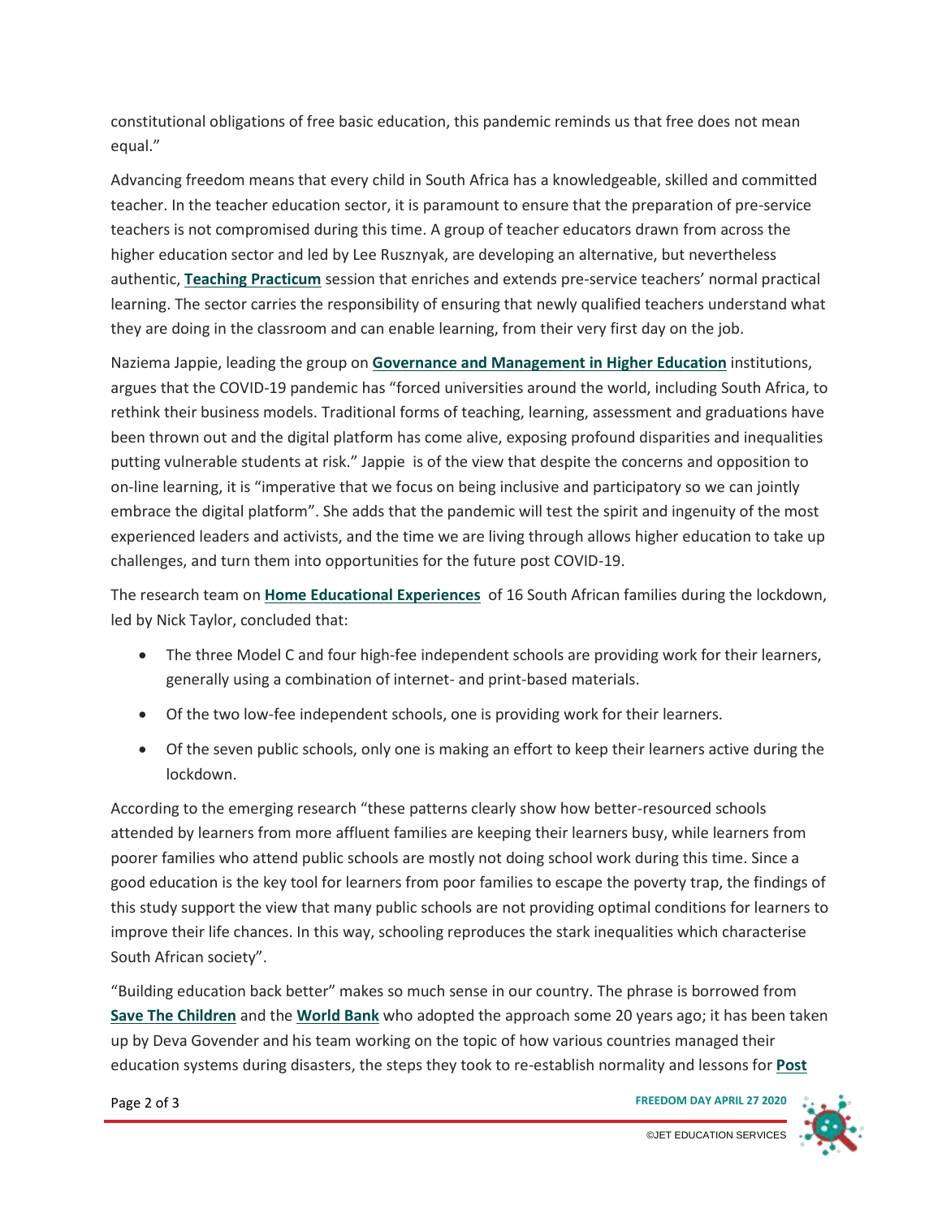constitutional obligations of free basic education, this pandemic reminds us that free does not mean equal."

Advancing freedom means that every child in South Africa has a knowledgeable, skilled and committed teacher. In the teacher education sector, it is paramount to ensure that the preparation of pre-service teachers is not compromised during this time. A group of teacher educators drawn from across the higher education sector and led by Lee Rusznyak, are developing an alternative, but nevertheless authentic, **Teaching Practicum** session that enriches and extends pre-service teachers' normal practical learning. The sector carries the responsibility of ensuring that newly qualified teachers understand what they are doing in the classroom and can enable learning, from their very first day on the job.

Naziema Jappie, leading the group on **Governance and Management in Higher Education** institutions, argues that the COVID-19 pandemic has "forced universities around the world, including South Africa, to rethink their business models. Traditional forms of teaching, learning, assessment and graduations have been thrown out and the digital platform has come alive, exposing profound disparities and inequalities putting vulnerable students at risk." Jappie is of the view that despite the concerns and opposition to on-line learning, it is "imperative that we focus on being inclusive and participatory so we can jointly embrace the digital platform". She adds that the pandemic will test the spirit and ingenuity of the most experienced leaders and activists, and the time we are living through allows higher education to take up challenges, and turn them into opportunities for the future post COVID-19.

The research team on **Home Educational Experiences** of 16 South African families during the lockdown, led by Nick Taylor, concluded that:

- The three Model C and four high-fee independent schools are providing work for their learners, generally using a combination of internet- and print-based materials.
- Of the two low-fee independent schools, one is providing work for their learners.
- Of the seven public schools, only one is making an effort to keep their learners active during the lockdown.

According to the emerging research "these patterns clearly show how better-resourced schools attended by learners from more affluent families are keeping their learners busy, while learners from poorer families who attend public schools are mostly not doing school work during this time. Since a good education is the key tool for learners from poor families to escape the poverty trap, the findings of this study support the view that many public schools are not providing optimal conditions for learners to improve their life chances. In this way, schooling reproduces the stark inequalities which characterise South African society".

"Building education back better" makes so much sense in our country. The phrase is borrowed from **Save The Children** and the **World Bank** who adopted the approach some 20 years ago; it has been taken up by Deva Govender and his team working on the topic of how various countries managed their education systems during disasters, the steps they took to re-establish normality and lessons for **Post**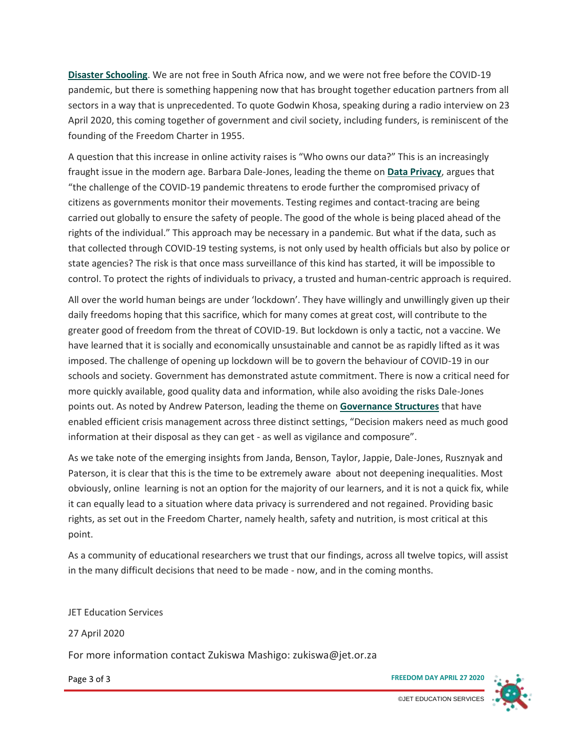**Disaster Schooling**. We are not free in South Africa now, and we were not free before the COVID-19 pandemic, but there is something happening now that has brought together education partners from all sectors in a way that is unprecedented. To quote Godwin Khosa, speaking during a radio interview on 23 April 2020, this coming together of government and civil society, including funders, is reminiscent of the founding of the Freedom Charter in 1955.

A question that this increase in online activity raises is "Who owns our data?" This is an increasingly fraught issue in the modern age. Barbara Dale-Jones, leading the theme on **Data Privacy**, argues that "the challenge of the COVID-19 pandemic threatens to erode further the compromised privacy of citizens as governments monitor their movements. Testing regimes and contact-tracing are being carried out globally to ensure the safety of people. The good of the whole is being placed ahead of the rights of the individual." This approach may be necessary in a pandemic. But what if the data, such as that collected through COVID-19 testing systems, is not only used by health officials but also by police or state agencies? The risk is that once mass surveillance of this kind has started, it will be impossible to control. To protect the rights of individuals to privacy, a trusted and human-centric approach is required.

All over the world human beings are under 'lockdown'. They have willingly and unwillingly given up their daily freedoms hoping that this sacrifice, which for many comes at great cost, will contribute to the greater good of freedom from the threat of COVID-19. But lockdown is only a tactic, not a vaccine. We have learned that it is socially and economically unsustainable and cannot be as rapidly lifted as it was imposed. The challenge of opening up lockdown will be to govern the behaviour of COVID-19 in our schools and society. Government has demonstrated astute commitment. There is now a critical need for more quickly available, good quality data and information, while also avoiding the risks Dale-Jones points out. As noted by Andrew Paterson, leading the theme on **Governance Structures** that have enabled efficient crisis management across three distinct settings, "Decision makers need as much good information at their disposal as they can get - as well as vigilance and composure".

As we take note of the emerging insights from Janda, Benson, Taylor, Jappie, Dale-Jones, Rusznyak and Paterson, it is clear that this is the time to be extremely aware about not deepening inequalities. Most obviously, online learning is not an option for the majority of our learners, and it is not a quick fix, while it can equally lead to a situation where data privacy is surrendered and not regained. Providing basic rights, as set out in the Freedom Charter, namely health, safety and nutrition, is most critical at this point.

As a community of educational researchers we trust that our findings, across all twelve topics, will assist in the many difficult decisions that need to be made - now, and in the coming months.

JET Education Services

27 April 2020

For more information contact Zukiswa Mashigo: zukiswa@jet.or.za